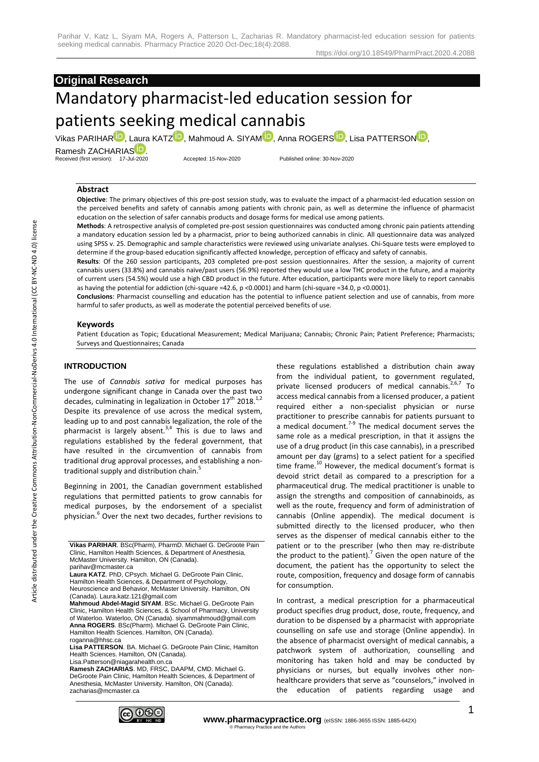## Original Research

# Mandatory pharmacist-led education session for patients seeking medical cannabis

Vikas PARIHAR, Laura KATZ, Mahmoud A. SIYAM, Anna ROGERS, Lisa PATTERSON, Ramesh ZACHARIAS.

Received (first version): 17-Jul-2020 Accepted: 15-Nov-2020 Published online: 30-Nov-2020

### Abstract

**Objective**: The primary objectives of this pre-post session study, was to evaluate the impact of a pharmacist-led education session on the perceived benefits and safety of cannabis among patients with chronic pain, as well as determine the influence of pharmacist education on the selection of safer cannabis products and dosage forms for medical use among patients.

**Methods**: A retrospective analysis of completed pre-post session questionnaires was conducted among chronic pain patients attending a mandatory education session led by a pharmacist, prior to being authorized cannabis in clinic. All questionnaire data was analyzed using SPSS v. 25. Demographic and sample characteristics were reviewed using univariate analyses. Chi-Square tests were employed to determine if the group-based education significantly affected knowledge, perception of efficacy and safety of cannabis.

**Results**: Of the 260 session participants, 203 completed pre-post session questionnaires. After the session, a majority of current cannabis users (33.8%) and cannabis naïve/past users (56.9%) reported they would use a low THC product in the future, and a majority of current users (54.5%) would use a high CBD product in the future. After education, participants were more likely to report cannabis as having the potential for addiction (chi-square =42.6, $p < 0.0001$) and harm (chi-square =34.0, $p < 0.0001$).

**Conclusions**: Pharmacist counselling and education has the potential to influence patient selection and use of cannabis, from more harmful to safer products, as well as moderate the potential perceived benefits of use.

### Keywords

Patient Education as Topic; Educational Measurement; Medical Marijuana; Cannabis; Chronic Pain; Patient Preference; Pharmacists; Surveys and Questionnaires; Canada

## INTRODUCTION

The use of *Cannabis sativa* for medical purposes has undergone significant change in Canada over the past two decades, culminating in legalization in October 17th 2018.[1,2] Despite its prevalence of use across the medical system, leading up to and post cannabis legalization, the role of the pharmacist is largely absent.[3,4] This is due to laws and regulations established by the federal government, that have resulted in the circumvention of cannabis from traditional drug approval processes, and establishing a non-traditional supply and distribution chain.[5]

Beginning in 2001, the Canadian government established regulations that permitted patients to grow cannabis for medical purposes, by the endorsement of a specialist physician.[6] Over the next two decades, further revisions to these regulations established a distribution chain away from the individual patient, to government regulated, private licensed producers of medical cannabis.[2,6,7] To access medical cannabis from a licensed producer, a patient required either a non-specialist physician or nurse practitioner to prescribe cannabis for patients pursuant to a medical document.[7-9] The medical document serves the same role as a medical prescription, in that it assigns the use of a drug product (in this case cannabis), in a prescribed amount per day (grams) to a select patient for a specified time frame.[10] However, the medical document's format is devoid strict detail as compared to a prescription for a pharmaceutical drug. The medical practitioner is unable to assign the strengths and composition of cannabinoids, as well as the route, frequency and form of administration of cannabis (Online appendix). The medical document is submitted directly to the licensed producer, who then serves as the dispenser of medical cannabis either to the patient or to the prescriber (who then may re-distribute the product to the patient).[7] Given the open nature of the document, the patient has the opportunity to select the route, composition, frequency and dosage form of cannabis for consumption.

In contrast, a medical prescription for a pharmaceutical product specifies drug product, dose, route, frequency, and duration to be dispensed by a pharmacist with appropriate counselling on safe use and storage (Online appendix). In the absence of pharmacist oversight of medical cannabis, a patchwork system of authorization, counselling and monitoring has taken hold and may be conducted by physicians or nurses, but equally involves other non-healthcare providers that serve as "counselors," involved in the education of patients regarding usage and

---

**Vikas PARIHAR**. BSc(Pharm), PharmD. Michael G. DeGroote Pain Clinic, Hamilton Health Sciences, & Department of Anesthesia, McMaster University. Hamilton, ON (Canada). parihav@mcmaster.ca

**Laura KATZ**. PhD, CPsych. Michael G. DeGroote Pain Clinic, Hamilton Health Sciences, & Department of Psychology, Neuroscience and Behavior, McMaster University. Hamilton, ON (Canada). Laura.katz.121@gmail.com

**Mahmoud Abdel-Magid SIYAM**. BSc. Michael G. DeGroote Pain Clinic, Hamilton Health Sciences, & School of Pharmacy, University of Waterloo. Waterloo, ON (Canada). siyammahmoud@gmail.com

**Anna ROGERS**. BSc(Pharm). Michael G. DeGroote Pain Clinic, Hamilton Health Sciences. Hamilton, ON (Canada). roganna@hhsc.ca

**Lisa PATTERSON**. BA. Michael G. DeGroote Pain Clinic, Hamilton Health Sciences. Hamilton, ON (Canada). Lisa.Patterson@niagarahealth.on.ca

**Ramesh ZACHARIAS**. MD, FRSC, DAAPM, CMD. Michael G. DeGroote Pain Clinic, Hamilton Health Sciences, & Department of Anesthesia, McMaster University. Hamilton, ON (Canada). zacharias@mcmaster.ca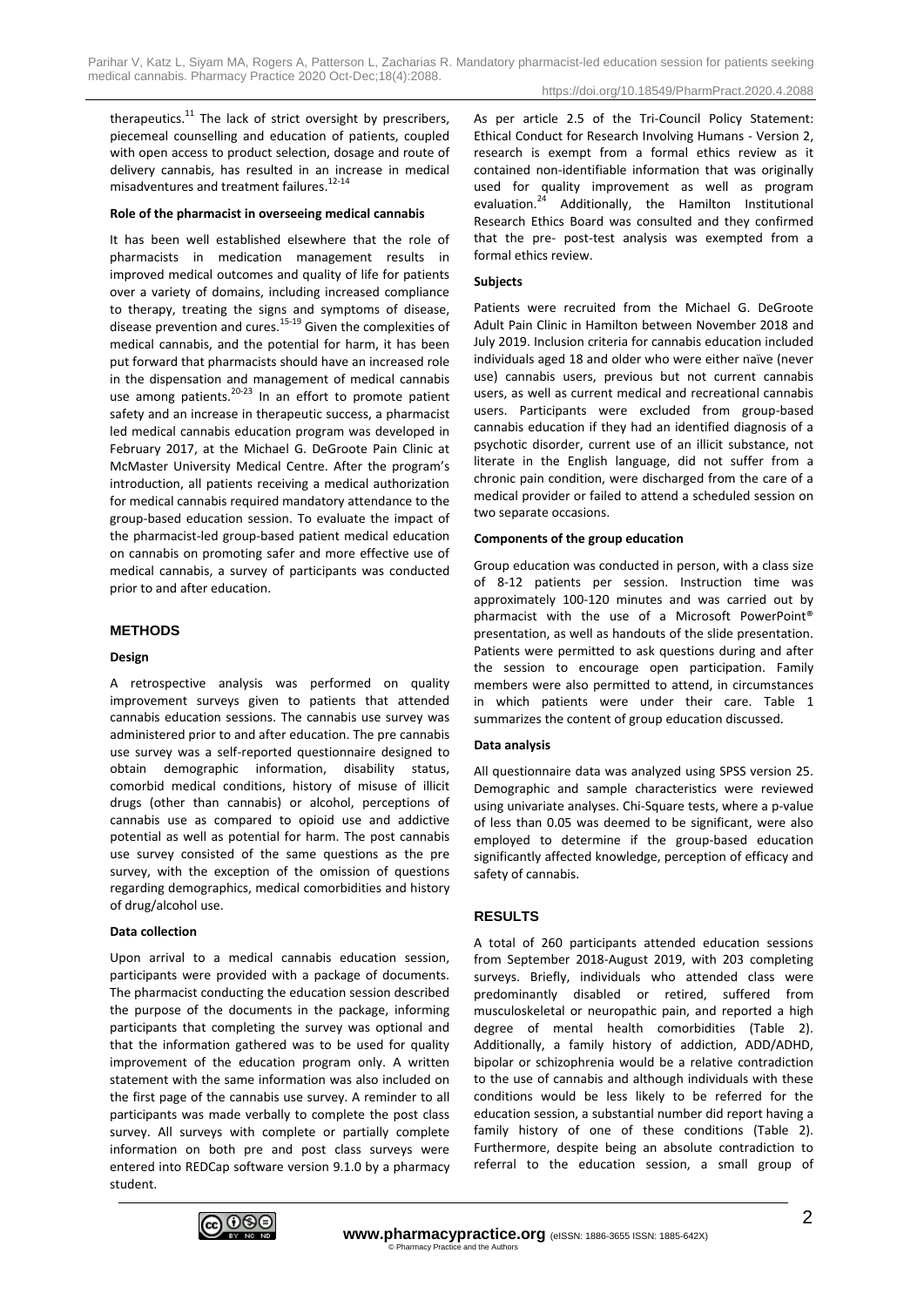therapeutics.[11] The lack of strict oversight by prescribers, piecemeal counselling and education of patients, coupled with open access to product selection, dosage and route of delivery cannabis, has resulted in an increase in medical misadventures and treatment failures.[12-14]

**Role of the pharmacist in overseeing medical cannabis**

It has been well established elsewhere that the role of pharmacists in medication management results in improved medical outcomes and quality of life for patients over a variety of domains, including increased compliance to therapy, treating the signs and symptoms of disease, disease prevention and cures.[15-19] Given the complexities of medical cannabis, and the potential for harm, it has been put forward that pharmacists should have an increased role in the dispensation and management of medical cannabis use among patients.[20-23] In an effort to promote patient safety and an increase in therapeutic success, a pharmacist led medical cannabis education program was developed in February 2017, at the Michael G. DeGroote Pain Clinic at McMaster University Medical Centre. After the program's introduction, all patients receiving a medical authorization for medical cannabis required mandatory attendance to the group-based education session. To evaluate the impact of the pharmacist-led group-based patient medical education on cannabis on promoting safer and more effective use of medical cannabis, a survey of participants was conducted prior to and after education.

## METHODS

**Design**

A retrospective analysis was performed on quality improvement surveys given to patients that attended cannabis education sessions. The cannabis use survey was administered prior to and after education. The pre cannabis use survey was a self-reported questionnaire designed to obtain demographic information, disability status, comorbid medical conditions, history of misuse of illicit drugs (other than cannabis) or alcohol, perceptions of cannabis use as compared to opioid use and addictive potential as well as potential for harm. The post cannabis use survey consisted of the same questions as the pre survey, with the exception of the omission of questions regarding demographics, medical comorbidities and history of drug/alcohol use.

**Data collection**

Upon arrival to a medical cannabis education session, participants were provided with a package of documents. The pharmacist conducting the education session described the purpose of the documents in the package, informing participants that completing the survey was optional and that the information gathered was to be used for quality improvement of the education program only. A written statement with the same information was also included on the first page of the cannabis use survey. A reminder to all participants was made verbally to complete the post class survey. All surveys with complete or partially complete information on both pre and post class surveys were entered into REDCap software version 9.1.0 by a pharmacy student.

As per article 2.5 of the Tri-Council Policy Statement: Ethical Conduct for Research Involving Humans - Version 2, research is exempt from a formal ethics review as it contained non-identifiable information that was originally used for quality improvement as well as program evaluation.[24] Additionally, the Hamilton Institutional Research Ethics Board was consulted and they confirmed that the pre- post-test analysis was exempted from a formal ethics review.

**Subjects**

Patients were recruited from the Michael G. DeGroote Adult Pain Clinic in Hamilton between November 2018 and July 2019. Inclusion criteria for cannabis education included individuals aged 18 and older who were either naïve (never use) cannabis users, previous but not current cannabis users, as well as current medical and recreational cannabis users. Participants were excluded from group-based cannabis education if they had an identified diagnosis of a psychotic disorder, current use of an illicit substance, not literate in the English language, did not suffer from a chronic pain condition, were discharged from the care of a medical provider or failed to attend a scheduled session on two separate occasions.

**Components of the group education**

Group education was conducted in person, with a class size of 8-12 patients per session. Instruction time was approximately 100-120 minutes and was carried out by pharmacist with the use of a Microsoft PowerPoint® presentation, as well as handouts of the slide presentation. Patients were permitted to ask questions during and after the session to encourage open participation. Family members were also permitted to attend, in circumstances in which patients were under their care. Table 1 summarizes the content of group education discussed.

**Data analysis**

All questionnaire data was analyzed using SPSS version 25. Demographic and sample characteristics were reviewed using univariate analyses. Chi-Square tests, where a p-value of less than 0.05 was deemed to be significant, were also employed to determine if the group-based education significantly affected knowledge, perception of efficacy and safety of cannabis.

## RESULTS

A total of 260 participants attended education sessions from September 2018-August 2019, with 203 completing surveys. Briefly, individuals who attended class were predominantly disabled or retired, suffered from musculoskeletal or neuropathic pain, and reported a high degree of mental health comorbidities (Table 2). Additionally, a family history of addiction, ADD/ADHD, bipolar or schizophrenia would be a relative contradiction to the use of cannabis and although individuals with these conditions would be less likely to be referred for the education session, a substantial number did report having a family history of one of these conditions (Table 2). Furthermore, despite being an absolute contradiction to referral to the education session, a small group of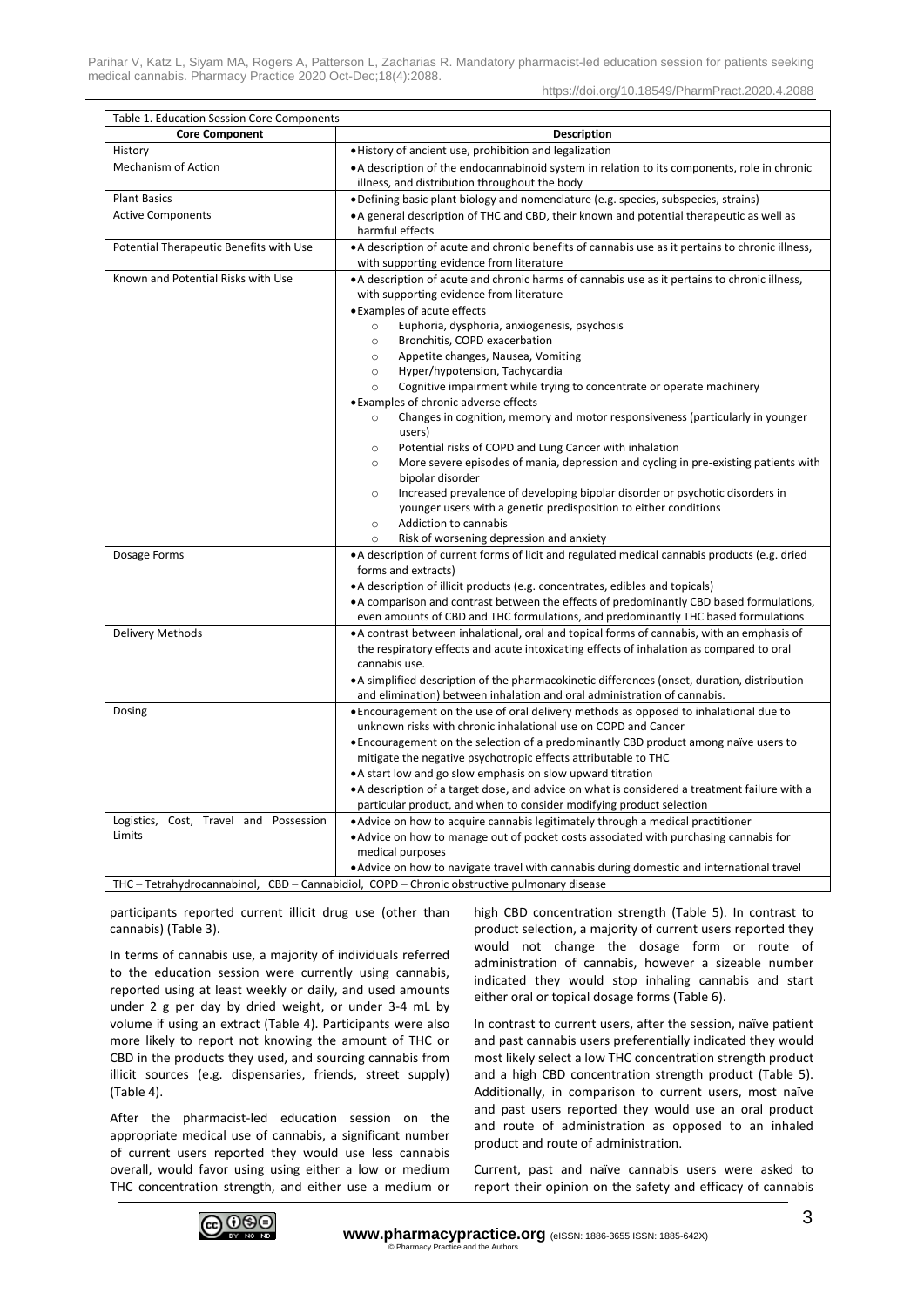Table 1. Education Session Core Components

| Core Component | Description |
|---|---|
| History | • History of ancient use, prohibition and legalization |
| Mechanism of Action | • A description of the endocannabinoid system in relation to its components, role in chronic illness, and distribution throughout the body |
| Plant Basics | • Defining basic plant biology and nomenclature (e.g. species, subspecies, strains) |
| Active Components | • A general description of THC and CBD, their known and potential therapeutic as well as harmful effects |
| Potential Therapeutic Benefits with Use | • A description of acute and chronic benefits of cannabis use as it pertains to chronic illness, with supporting evidence from literature |
| Known and Potential Risks with Use | • A description of acute and chronic harms of cannabis use as it pertains to chronic illness, with supporting evidence from literature<br>• Examples of acute effects<br>○ Euphoria, dysphoria, anxiogenesis, psychosis<br>○ Bronchitis, COPD exacerbation<br>○ Appetite changes, Nausea, Vomiting<br>○ Hyper/hypotension, Tachycardia<br>○ Cognitive impairment while trying to concentrate or operate machinery<br>• Examples of chronic adverse effects<br>○ Changes in cognition, memory and motor responsiveness (particularly in younger users)<br>○ Potential risks of COPD and Lung Cancer with inhalation<br>○ More severe episodes of mania, depression and cycling in pre-existing patients with bipolar disorder<br>○ Increased prevalence of developing bipolar disorder or psychotic disorders in younger users with a genetic predisposition to either conditions<br>○ Addiction to cannabis<br>○ Risk of worsening depression and anxiety |
| Dosage Forms | • A description of current forms of licit and regulated medical cannabis products (e.g. dried forms and extracts)<br>• A description of illicit products (e.g. concentrates, edibles and topicals)<br>• A comparison and contrast between the effects of predominantly CBD based formulations, even amounts of CBD and THC formulations, and predominantly THC based formulations |
| Delivery Methods | • A contrast between inhalational, oral and topical forms of cannabis, with an emphasis of the respiratory effects and acute intoxicating effects of inhalation as compared to oral cannabis use.<br>• A simplified description of the pharmacokinetic differences (onset, duration, distribution and elimination) between inhalation and oral administration of cannabis. |
| Dosing | • Encouragement on the use of oral delivery methods as opposed to inhalational due to unknown risks with chronic inhalational use on COPD and Cancer<br>• Encouragement on the selection of a predominantly CBD product among naïve users to mitigate the negative psychotropic effects attributable to THC<br>• A start low and go slow emphasis on slow upward titration<br>• A description of a target dose, and advice on what is considered a treatment failure with a particular product, and when to consider modifying product selection |
| Logistics, Cost, Travel and Possession Limits | • Advice on how to acquire cannabis legitimately through a medical practitioner<br>• Advice on how to manage out of pocket costs associated with purchasing cannabis for medical purposes<br>• Advice on how to navigate travel with cannabis during domestic and international travel |

THC – Tetrahydrocannabinol, CBD – Cannabidiol, COPD – Chronic obstructive pulmonary disease

participants reported current illicit drug use (other than cannabis) (Table 3).

In terms of cannabis use, a majority of individuals referred to the education session were currently using cannabis, reported using at least weekly or daily, and used amounts under 2 g per day by dried weight, or under 3-4 mL by volume if using an extract (Table 4). Participants were also more likely to report not knowing the amount of THC or CBD in the products they used, and sourcing cannabis from illicit sources (e.g. dispensaries, friends, street supply) (Table 4).

After the pharmacist-led education session on the appropriate medical use of cannabis, a significant number of current users reported they would use less cannabis overall, would favor using using either a low or medium THC concentration strength, and either use a medium or high CBD concentration strength (Table 5). In contrast to product selection, a majority of current users reported they would not change the dosage form or route of administration of cannabis, however a sizeable number indicated they would stop inhaling cannabis and start either oral or topical dosage forms (Table 6).

In contrast to current users, after the session, naïve patient and past cannabis users preferentially indicated they would most likely select a low THC concentration strength product and a high CBD concentration strength product (Table 5). Additionally, in comparison to current users, most naïve and past users reported they would use an oral product and route of administration as opposed to an inhaled product and route of administration.

Current, past and naïve cannabis users were asked to report their opinion on the safety and efficacy of cannabis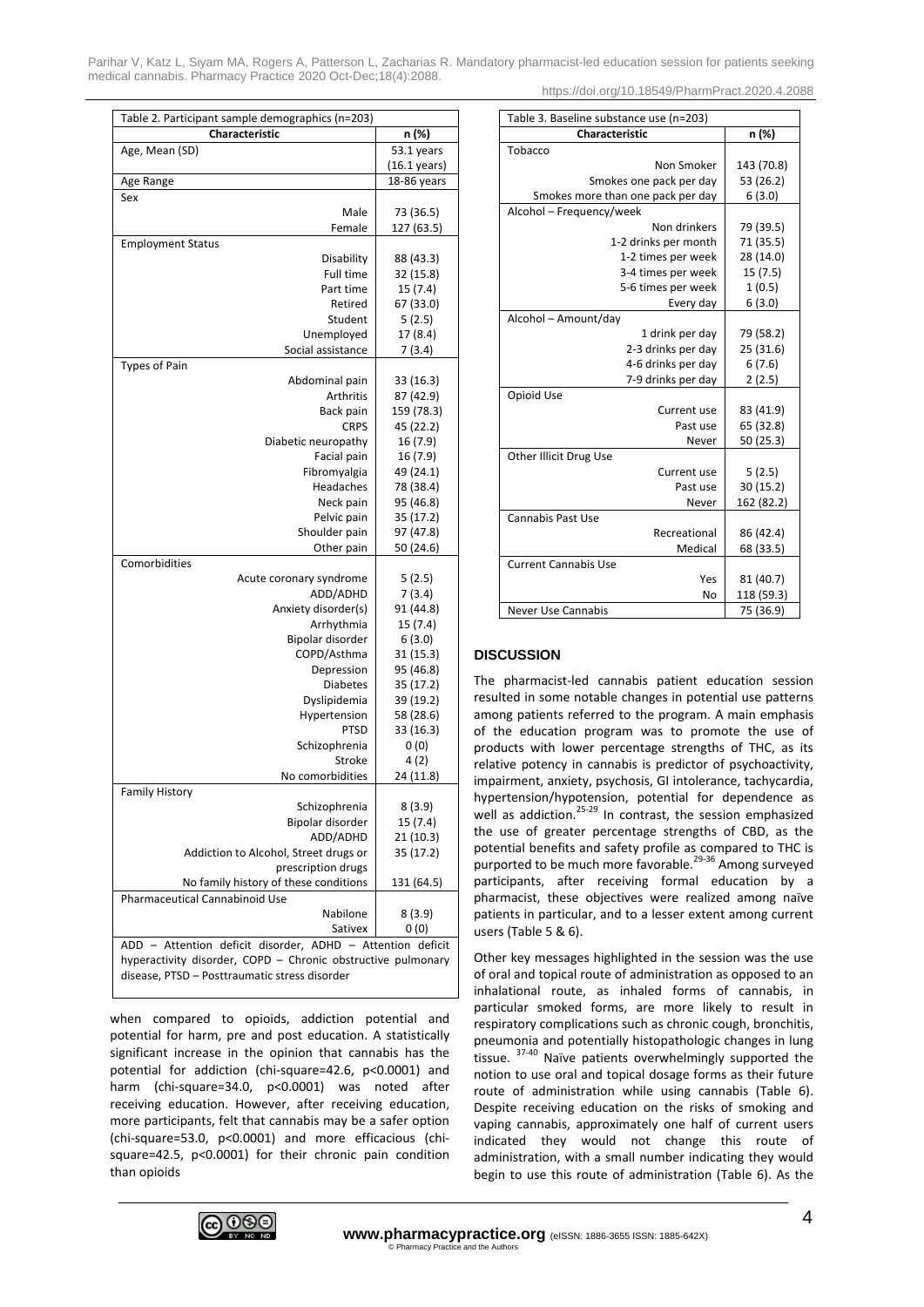| Table 2. Participant sample demographics (n=203) | |
|---|---|
| **Characteristic** | **n (%)** |
| Age, Mean (SD) | 53.1 years (16.1 years) |
| Age Range | 18-86 years |
| Sex | |
| Male | 73 (36.5) |
| Female | 127 (63.5) |
| Employment Status | |
| Disability | 88 (43.3) |
| Full time | 32 (15.8) |
| Part time | 15 (7.4) |
| Retired | 67 (33.0) |
| Student | 5 (2.5) |
| Unemployed | 17 (8.4) |
| Social assistance | 7 (3.4) |
| Types of Pain | |
| Abdominal pain | 33 (16.3) |
| Arthritis | 87 (42.9) |
| Back pain | 159 (78.3) |
| CRPS | 45 (22.2) |
| Diabetic neuropathy | 16 (7.9) |
| Facial pain | 16 (7.9) |
| Fibromyalgia | 49 (24.1) |
| Headaches | 78 (38.4) |
| Neck pain | 95 (46.8) |
| Pelvic pain | 35 (17.2) |
| Shoulder pain | 97 (47.8) |
| Other pain | 50 (24.6) |
| Comorbidities | |
| Acute coronary syndrome | 5 (2.5) |
| ADD/ADHD | 7 (3.4) |
| Anxiety disorder(s) | 91 (44.8) |
| Arrhythmia | 15 (7.4) |
| Bipolar disorder | 6 (3.0) |
| COPD/Asthma | 31 (15.3) |
| Depression | 95 (46.8) |
| Diabetes | 35 (17.2) |
| Dyslipidemia | 39 (19.2) |
| Hypertension | 58 (28.6) |
| PTSD | 33 (16.3) |
| Schizophrenia | 0 (0) |
| Stroke | 4 (2) |
| No comorbidities | 24 (11.8) |
| Family History | |
| Schizophrenia | 8 (3.9) |
| Bipolar disorder | 15 (7.4) |
| ADD/ADHD | 21 (10.3) |
| Addiction to Alcohol, Street drugs or prescription drugs | 35 (17.2) |
| No family history of these conditions | 131 (64.5) |
| Pharmaceutical Cannabinoid Use | |
| Nabilone | 8 (3.9) |
| Sativex | 0 (0) |

ADD – Attention deficit disorder, ADHD – Attention deficit hyperactivity disorder, COPD – Chronic obstructive pulmonary disease, PTSD – Posttraumatic stress disorder

when compared to opioids, addiction potential and potential for harm, pre and post education. A statistically significant increase in the opinion that cannabis has the potential for addiction (chi-square=42.6, $p<0.0001$) and harm (chi-square=34.0, $p<0.0001$) was noted after receiving education. However, after receiving education, more participants, felt that cannabis may be a safer option (chi-square=53.0, $p<0.0001$) and more efficacious (chi-square=42.5, $p<0.0001$) for their chronic pain condition than opioids

| Table 3. Baseline substance use (n=203) | |
|---|---|
| **Characteristic** | **n (%)** |
| Tobacco | |
| Non Smoker | 143 (70.8) |
| Smokes one pack per day | 53 (26.2) |
| Smokes more than one pack per day | 6 (3.0) |
| Alcohol – Frequency/week | |
| Non drinkers | 79 (39.5) |
| 1-2 drinks per month | 71 (35.5) |
| 1-2 times per week | 28 (14.0) |
| 3-4 times per week | 15 (7.5) |
| 5-6 times per week | 1 (0.5) |
| Every day | 6 (3.0) |
| Alcohol – Amount/day | |
| 1 drink per day | 79 (58.2) |
| 2-3 drinks per day | 25 (31.6) |
| 4-6 drinks per day | 6 (7.6) |
| 7-9 drinks per day | 2 (2.5) |
| Opioid Use | |
| Current use | 83 (41.9) |
| Past use | 65 (32.8) |
| Never | 50 (25.3) |
| Other Illicit Drug Use | |
| Current use | 5 (2.5) |
| Past use | 30 (15.2) |
| Never | 162 (82.2) |
| Cannabis Past Use | |
| Recreational | 86 (42.4) |
| Medical | 68 (33.5) |
| Current Cannabis Use | |
| Yes | 81 (40.7) |
| No | 118 (59.3) |
| Never Use Cannabis | 75 (36.9) |

## DISCUSSION

The pharmacist-led cannabis patient education session resulted in some notable changes in potential use patterns among patients referred to the program. A main emphasis of the education program was to promote the use of products with lower percentage strengths of THC, as its relative potency in cannabis is predictor of psychoactivity, impairment, anxiety, psychosis, GI intolerance, tachycardia, hypertension/hypotension, potential for dependence as well as addiction.[25-29] In contrast, the session emphasized the use of greater percentage strengths of CBD, as the potential benefits and safety profile as compared to THC is purported to be much more favorable.[29-36] Among surveyed participants, after receiving formal education by a pharmacist, these objectives were realized among naïve patients in particular, and to a lesser extent among current users (Table 5 & 6).

Other key messages highlighted in the session was the use of oral and topical route of administration as opposed to an inhalational route, as inhaled forms of cannabis, in particular smoked forms, are more likely to result in respiratory complications such as chronic cough, bronchitis, pneumonia and potentially histopathologic changes in lung tissue.[37-40] Naïve patients overwhelmingly supported the notion to use oral and topical dosage forms as their future route of administration while using cannabis (Table 6). Despite receiving education on the risks of smoking and vaping cannabis, approximately one half of current users indicated they would not change this route of administration, with a small number indicating they would begin to use this route of administration (Table 6). As the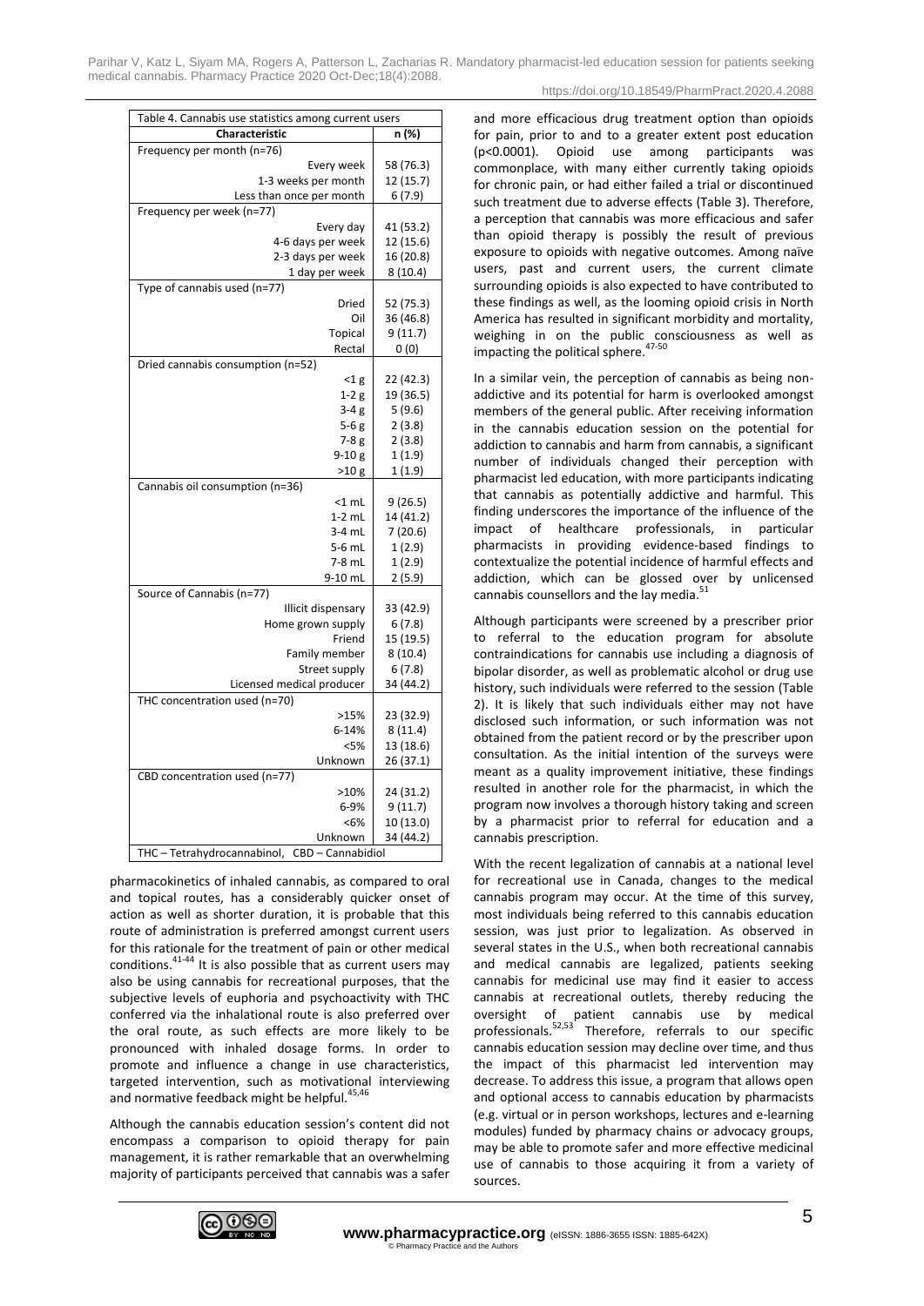Table 4. Cannabis use statistics among current users

| Characteristic | n (%) |
|---|---|
| Frequency per month (n=76) | |
| Every week | 58 (76.3) |
| 1-3 weeks per month | 12 (15.7) |
| Less than once per month | 6 (7.9) |
| Frequency per week (n=77) | |
| Every day | 41 (53.2) |
| 4-6 days per week | 12 (15.6) |
| 2-3 days per week | 16 (20.8) |
| 1 day per week | 8 (10.4) |
| Type of cannabis used (n=77) | |
| Dried | 52 (75.3) |
| Oil | 36 (46.8) |
| Topical | 9 (11.7) |
| Rectal | 0 (0) |
| Dried cannabis consumption (n=52) | |
| <1 g | 22 (42.3) |
| 1-2 g | 19 (36.5) |
| 3-4 g | 5 (9.6) |
| 5-6 g | 2 (3.8) |
| 7-8 g | 2 (3.8) |
| 9-10 g | 1 (1.9) |
| >10 g | 1 (1.9) |
| Cannabis oil consumption (n=36) | |
| <1 mL | 9 (26.5) |
| 1-2 mL | 14 (41.2) |
| 3-4 mL | 7 (20.6) |
| 5-6 mL | 1 (2.9) |
| 7-8 mL | 1 (2.9) |
| 9-10 mL | 2 (5.9) |
| Source of Cannabis (n=77) | |
| Illicit dispensary | 33 (42.9) |
| Home grown supply | 6 (7.8) |
| Friend | 15 (19.5) |
| Family member | 8 (10.4) |
| Street supply | 6 (7.8) |
| Licensed medical producer | 34 (44.2) |
| THC concentration used (n=70) | |
| >15% | 23 (32.9) |
| 6-14% | 8 (11.4) |
| <5% | 13 (18.6) |
| Unknown | 26 (37.1) |
| CBD concentration used (n=77) | |
| >10% | 24 (31.2) |
| 6-9% | 9 (11.7) |
| <6% | 10 (13.0) |
| Unknown | 34 (44.2) |

THC – Tetrahydrocannabinol, CBD – Cannabidiol

pharmacokinetics of inhaled cannabis, as compared to oral and topical routes, has a considerably quicker onset of action as well as shorter duration, it is probable that this route of administration is preferred amongst current users for this rationale for the treatment of pain or other medical conditions.[41-44] It is also possible that as current users may also be using cannabis for recreational purposes, that the subjective levels of euphoria and psychoactivity with THC conferred via the inhalational route is also preferred over the oral route, as such effects are more likely to be pronounced with inhaled dosage forms. In order to promote and influence a change in use characteristics, targeted intervention, such as motivational interviewing and normative feedback might be helpful.[45,46]

Although the cannabis education session's content did not encompass a comparison to opioid therapy for pain management, it is rather remarkable that an overwhelming majority of participants perceived that cannabis was a safer and more efficacious drug treatment option than opioids for pain, prior to and to a greater extent post education ($p<0.0001$). Opioid use among participants was commonplace, with many either currently taking opioids for chronic pain, or had either failed a trial or discontinued such treatment due to adverse effects (Table 3). Therefore, a perception that cannabis was more efficacious and safer than opioid therapy is possibly the result of previous exposure to opioids with negative outcomes. Among naïve users, past and current users, the current climate surrounding opioids is also expected to have contributed to these findings as well, as the looming opioid crisis in North America has resulted in significant morbidity and mortality, weighing in on the public consciousness as well as impacting the political sphere.[47-50]

In a similar vein, the perception of cannabis as being non-addictive and its potential for harm is overlooked amongst members of the general public. After receiving information in the cannabis education session on the potential for addiction to cannabis and harm from cannabis, a significant number of individuals changed their perception with pharmacist led education, with more participants indicating that cannabis as potentially addictive and harmful. This finding underscores the importance of the influence of the impact of healthcare professionals, in particular pharmacists in providing evidence-based findings to contextualize the potential incidence of harmful effects and addiction, which can be glossed over by unlicensed cannabis counsellors and the lay media.[51]

Although participants were screened by a prescriber prior to referral to the education program for absolute contraindications for cannabis use including a diagnosis of bipolar disorder, as well as problematic alcohol or drug use history, such individuals were referred to the session (Table 2). It is likely that such individuals either may not have disclosed such information, or such information was not obtained from the patient record or by the prescriber upon consultation. As the initial intention of the surveys were meant as a quality improvement initiative, these findings resulted in another role for the pharmacist, in which the program now involves a thorough history taking and screen by a pharmacist prior to referral for education and a cannabis prescription.

With the recent legalization of cannabis at a national level for recreational use in Canada, changes to the medical cannabis program may occur. At the time of this survey, most individuals being referred to this cannabis education session, was just prior to legalization. As observed in several states in the U.S., when both recreational cannabis and medical cannabis are legalized, patients seeking cannabis for medicinal use may find it easier to access cannabis at recreational outlets, thereby reducing the oversight of patient cannabis use by medical professionals.[52,53] Therefore, referrals to our specific cannabis education session may decline over time, and thus the impact of this pharmacist led intervention may decrease. To address this issue, a program that allows open and optional access to cannabis education by pharmacists (e.g. virtual or in person workshops, lectures and e-learning modules) funded by pharmacy chains or advocacy groups, may be able to promote safer and more effective medicinal use of cannabis to those acquiring it from a variety of sources.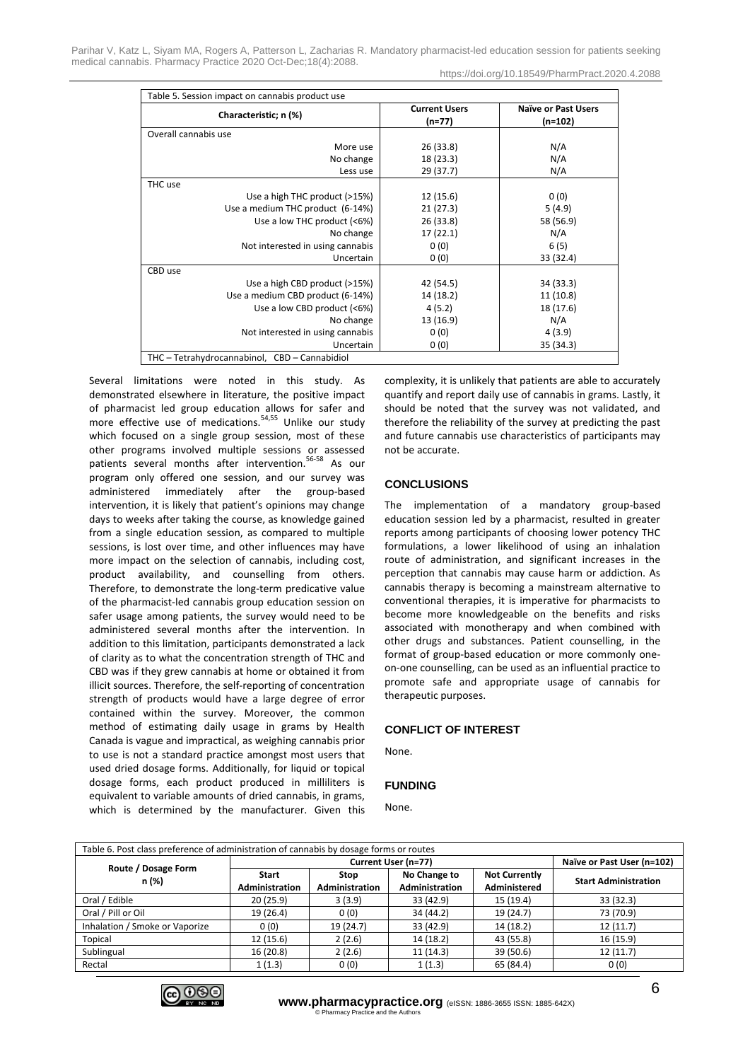Table 5. Session impact on cannabis product use

| Characteristic; n (%) | Current Users (n=77) | Naïve or Past Users (n=102) |
|---|---|---|
| Overall cannabis use | | |
| More use | 26 (33.8) | N/A |
| No change | 18 (23.3) | N/A |
| Less use | 29 (37.7) | N/A |
| THC use | | |
| Use a high THC product (>15%) | 12 (15.6) | 0 (0) |
| Use a medium THC product (6-14%) | 21 (27.3) | 5 (4.9) |
| Use a low THC product (<6%) | 26 (33.8) | 58 (56.9) |
| No change | 17 (22.1) | N/A |
| Not interested in using cannabis | 0 (0) | 6 (5) |
| Uncertain | 0 (0) | 33 (32.4) |
| CBD use | | |
| Use a high CBD product (>15%) | 42 (54.5) | 34 (33.3) |
| Use a medium CBD product (6-14%) | 14 (18.2) | 11 (10.8) |
| Use a low CBD product (<6%) | 4 (5.2) | 18 (17.6) |
| No change | 13 (16.9) | N/A |
| Not interested in using cannabis | 0 (0) | 4 (3.9) |
| Uncertain | 0 (0) | 35 (34.3) |

THC – Tetrahydrocannabinol, CBD – Cannabidiol

Several limitations were noted in this study. As demonstrated elsewhere in literature, the positive impact of pharmacist led group education allows for safer and more effective use of medications.[54,55] Unlike our study which focused on a single group session, most of these other programs involved multiple sessions or assessed patients several months after intervention.[56-58] As our program only offered one session, and our survey was administered immediately after the group-based intervention, it is likely that patient's opinions may change days to weeks after taking the course, as knowledge gained from a single education session, as compared to multiple sessions, is lost over time, and other influences may have more impact on the selection of cannabis, including cost, product availability, and counselling from others. Therefore, to demonstrate the long-term predicative value of the pharmacist-led cannabis group education session on safer usage among patients, the survey would need to be administered several months after the intervention. In addition to this limitation, participants demonstrated a lack of clarity as to what the concentration strength of THC and CBD was if they grew cannabis at home or obtained it from illicit sources. Therefore, the self-reporting of concentration strength of products would have a large degree of error contained within the survey. Moreover, the common method of estimating daily usage in grams by Health Canada is vague and impractical, as weighing cannabis prior to use is not a standard practice amongst most users that used dried dosage forms. Additionally, for liquid or topical dosage forms, each product produced in milliliters is equivalent to variable amounts of dried cannabis, in grams, which is determined by the manufacturer. Given this complexity, it is unlikely that patients are able to accurately quantify and report daily use of cannabis in grams. Lastly, it should be noted that the survey was not validated, and therefore the reliability of the survey at predicting the past and future cannabis use characteristics of participants may not be accurate.

## CONCLUSIONS

The implementation of a mandatory group-based education session led by a pharmacist, resulted in greater reports among participants of choosing lower potency THC formulations, a lower likelihood of using an inhalation route of administration, and significant increases in the perception that cannabis may cause harm or addiction. As cannabis therapy is becoming a mainstream alternative to conventional therapies, it is imperative for pharmacists to become more knowledgeable on the benefits and risks associated with monotherapy and when combined with other drugs and substances. Patient counselling, in the format of group-based education or more commonly one-on-one counselling, can be used as an influential practice to promote safe and appropriate usage of cannabis for therapeutic purposes.

## CONFLICT OF INTEREST

None.

## FUNDING

None.

Table 6. Post class preference of administration of cannabis by dosage forms or routes

| Route / Dosage Form n (%) | Current User (n=77) | | | | Naïve or Past User (n=102) |
|---|---|---|---|---|---|
| | Start Administration | Stop Administration | No Change to Administration | Not Currently Administered | Start Administration |
| Oral / Edible | 20 (25.9) | 3 (3.9) | 33 (42.9) | 15 (19.4) | 33 (32.3) |
| Oral / Pill or Oil | 19 (26.4) | 0 (0) | 34 (44.2) | 19 (24.7) | 73 (70.9) |
| Inhalation / Smoke or Vaporize | 0 (0) | 19 (24.7) | 33 (42.9) | 14 (18.2) | 12 (11.7) |
| Topical | 12 (15.6) | 2 (2.6) | 14 (18.2) | 43 (55.8) | 16 (15.9) |
| Sublingual | 16 (20.8) | 2 (2.6) | 11 (14.3) | 39 (50.6) | 12 (11.7) |
| Rectal | 1 (1.3) | 0 (0) | 1 (1.3) | 65 (84.4) | 0 (0) |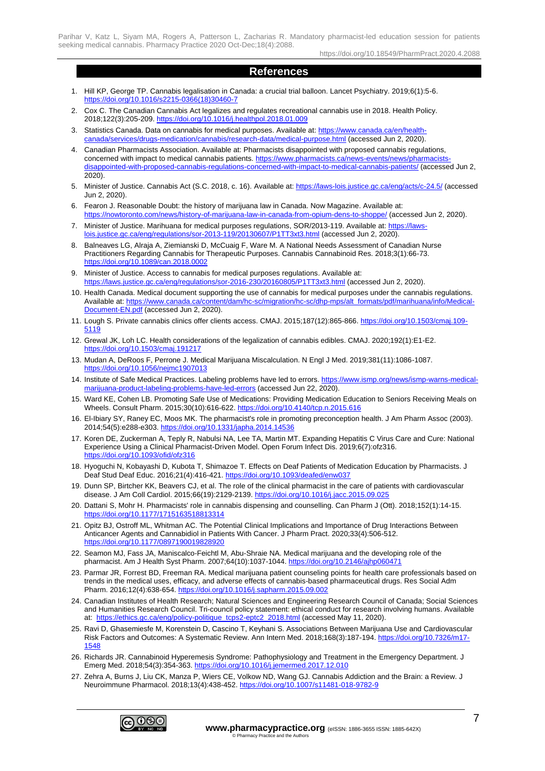## References

1. Hill KP, George TP. Cannabis legalisation in Canada: a crucial trial balloon. Lancet Psychiatry. 2019;6(1):5-6. https://doi.org/10.1016/s2215-0366(18)30460-7
2. Cox C. The Canadian Cannabis Act legalizes and regulates recreational cannabis use in 2018. Health Policy. 2018;122(3):205-209. https://doi.org/10.1016/j.healthpol.2018.01.009
3. Statistics Canada. Data on cannabis for medical purposes. Available at: https://www.canada.ca/en/health-canada/services/drugs-medication/cannabis/research-data/medical-purpose.html (accessed Jun 2, 2020).
4. Canadian Pharmacists Association. Available at: Pharmacists disappointed with proposed cannabis regulations, concerned with impact to medical cannabis patients. https://www.pharmacists.ca/news-events/news/pharmacists-disappointed-with-proposed-cannabis-regulations-concerned-with-impact-to-medical-cannabis-patients/ (accessed Jun 2, 2020).
5. Minister of Justice. Cannabis Act (S.C. 2018, c. 16). Available at: https://laws-lois.justice.gc.ca/eng/acts/c-24.5/ (accessed Jun 2, 2020).
6. Fearon J. Reasonable Doubt: the history of marijuana law in Canada. Now Magazine. Available at: https://nowtoronto.com/news/history-of-marijuana-law-in-canada-from-opium-dens-to-shoppe/ (accessed Jun 2, 2020).
7. Minister of Justice. Marihuana for medical purposes regulations, SOR/2013-119. Available at: https://laws-lois.justice.gc.ca/eng/regulations/sor-2013-119/20130607/P1TT3xt3.html (accessed Jun 2, 2020).
8. Balneaves LG, Alraja A, Ziemianski D, McCuaig F, Ware M. A National Needs Assessment of Canadian Nurse Practitioners Regarding Cannabis for Therapeutic Purposes. Cannabis Cannabinoid Res. 2018;3(1):66-73. https://doi.org/10.1089/can.2018.0002
9. Minister of Justice. Access to cannabis for medical purposes regulations. Available at: https://laws.justice.gc.ca/eng/regulations/sor-2016-230/20160805/P1TT3xt3.html (accessed Jun 2, 2020).
10. Health Canada. Medical document supporting the use of cannabis for medical purposes under the cannabis regulations. Available at: https://www.canada.ca/content/dam/hc-sc/migration/hc-sc/dhp-mps/alt_formats/pdf/marihuana/info/Medical-Document-EN.pdf (accessed Jun 2, 2020).
11. Lough S. Private cannabis clinics offer clients access. CMAJ. 2015;187(12):865-866. https://doi.org/10.1503/cmaj.109-5119
12. Grewal JK, Loh LC. Health considerations of the legalization of cannabis edibles. CMAJ. 2020;192(1):E1-E2. https://doi.org/10.1503/cmaj.191217
13. Mudan A, DeRoos F, Perrone J. Medical Marijuana Miscalculation. N Engl J Med. 2019;381(11):1086-1087. https://doi.org/10.1056/nejmc1907013
14. Institute of Safe Medical Practices. Labeling problems have led to errors. https://www.ismp.org/news/ismp-warns-medical-marijuana-product-labeling-problems-have-led-errors (accessed Jun 22, 2020).
15. Ward KE, Cohen LB. Promoting Safe Use of Medications: Providing Medication Education to Seniors Receiving Meals on Wheels. Consult Pharm. 2015;30(10):616-622. https://doi.org/10.4140/tcp.n.2015.616
16. El-Ibiary SY, Raney EC, Moos MK. The pharmacist's role in promoting preconception health. J Am Pharm Assoc (2003). 2014;54(5):e288-e303. https://doi.org/10.1331/japha.2014.14536
17. Koren DE, Zuckerman A, Teply R, Nabulsi NA, Lee TA, Martin MT. Expanding Hepatitis C Virus Care and Cure: National Experience Using a Clinical Pharmacist-Driven Model. Open Forum Infect Dis. 2019;6(7):ofz316. https://doi.org/10.1093/ofid/ofz316
18. Hyoguchi N, Kobayashi D, Kubota T, Shimazoe T. Effects on Deaf Patients of Medication Education by Pharmacists. J Deaf Stud Deaf Educ. 2016;21(4):416-421. https://doi.org/10.1093/deafed/enw037
19. Dunn SP, Birtcher KK, Beavers CJ, et al. The role of the clinical pharmacist in the care of patients with cardiovascular disease. J Am Coll Cardiol. 2015;66(19):2129-2139. https://doi.org/10.1016/j.jacc.2015.09.025
20. Dattani S, Mohr H. Pharmacists' role in cannabis dispensing and counselling. Can Pharm J (Ott). 2018;152(1):14-15. https://doi.org/10.1177/1715163518813314
21. Opitz BJ, Ostroff ML, Whitman AC. The Potential Clinical Implications and Importance of Drug Interactions Between Anticancer Agents and Cannabidiol in Patients With Cancer. J Pharm Pract. 2020;33(4):506-512. https://doi.org/10.1177/0897190019828920
22. Seamon MJ, Fass JA, Maniscalco-Feichtl M, Abu-Shraie NA. Medical marijuana and the developing role of the pharmacist. Am J Health Syst Pharm. 2007;64(10):1037-1044. https://doi.org/10.2146/ajhp060471
23. Parmar JR, Forrest BD, Freeman RA. Medical marijuana patient counseling points for health care professionals based on trends in the medical uses, efficacy, and adverse effects of cannabis-based pharmaceutical drugs. Res Social Adm Pharm. 2016;12(4):638-654. https://doi.org/10.1016/j.sapharm.2015.09.002
24. Canadian Institutes of Health Research; Natural Sciences and Engineering Research Council of Canada; Social Sciences and Humanities Research Council. Tri-council policy statement: ethical conduct for research involving humans. Available at: https://ethics.gc.ca/eng/policy-politique_tcps2-eptc2_2018.html (accessed May 11, 2020).
25. Ravi D, Ghasemiesfe M, Korenstein D, Cascino T, Keyhani S. Associations Between Marijuana Use and Cardiovascular Risk Factors and Outcomes: A Systematic Review. Ann Intern Med. 2018;168(3):187-194. https://doi.org/10.7326/m17-1548
26. Richards JR. Cannabinoid Hyperemesis Syndrome: Pathophysiology and Treatment in the Emergency Department. J Emerg Med. 2018;54(3):354-363. https://doi.org/10.1016/j.jemermed.2017.12.010
27. Zehra A, Burns J, Liu CK, Manza P, Wiers CE, Volkow ND, Wang GJ. Cannabis Addiction and the Brain: a Review. J Neuroimmune Pharmacol. 2018;13(4):438-452. https://doi.org/10.1007/s11481-018-9782-9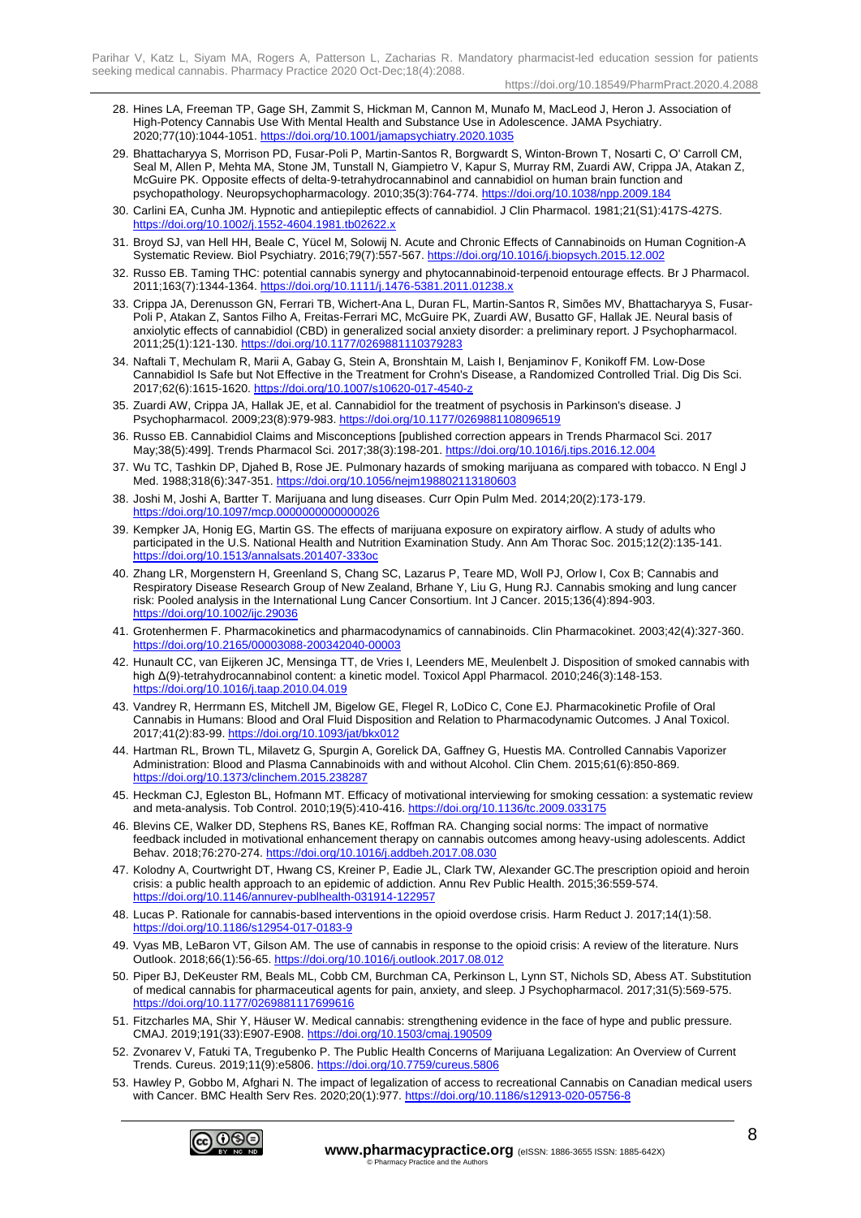28. Hines LA, Freeman TP, Gage SH, Zammit S, Hickman M, Cannon M, Munafo M, MacLeod J, Heron J. Association of High-Potency Cannabis Use With Mental Health and Substance Use in Adolescence. JAMA Psychiatry. 2020;77(10):1044-1051. https://doi.org/10.1001/jamapsychiatry.2020.1035
29. Bhattacharyya S, Morrison PD, Fusar-Poli P, Martin-Santos R, Borgwardt S, Winton-Brown T, Nosarti C, O' Carroll CM, Seal M, Allen P, Mehta MA, Stone JM, Tunstall N, Giampietro V, Kapur S, Murray RM, Zuardi AW, Crippa JA, Atakan Z, McGuire PK. Opposite effects of delta-9-tetrahydrocannabinol and cannabidiol on human brain function and psychopathology. Neuropsychopharmacology. 2010;35(3):764-774. https://doi.org/10.1038/npp.2009.184
30. Carlini EA, Cunha JM. Hypnotic and antiepileptic effects of cannabidiol. J Clin Pharmacol. 1981;21(S1):417S-427S. https://doi.org/10.1002/j.1552-4604.1981.tb02622.x
31. Broyd SJ, van Hell HH, Beale C, Yücel M, Solowij N. Acute and Chronic Effects of Cannabinoids on Human Cognition-A Systematic Review. Biol Psychiatry. 2016;79(7):557-567. https://doi.org/10.1016/j.biopsych.2015.12.002
32. Russo EB. Taming THC: potential cannabis synergy and phytocannabinoid-terpenoid entourage effects. Br J Pharmacol. 2011;163(7):1344-1364. https://doi.org/10.1111/j.1476-5381.2011.01238.x
33. Crippa JA, Derenusson GN, Ferrari TB, Wichert-Ana L, Duran FL, Martin-Santos R, Simões MV, Bhattacharyya S, Fusar-Poli P, Atakan Z, Santos Filho A, Freitas-Ferrari MC, McGuire PK, Zuardi AW, Busatto GF, Hallak JE. Neural basis of anxiolytic effects of cannabidiol (CBD) in generalized social anxiety disorder: a preliminary report. J Psychopharmacol. 2011;25(1):121-130. https://doi.org/10.1177/0269881110379283
34. Naftali T, Mechulam R, Marii A, Gabay G, Stein A, Bronshtain M, Laish I, Benjaminov F, Konikoff FM. Low-Dose Cannabidiol Is Safe but Not Effective in the Treatment for Crohn's Disease, a Randomized Controlled Trial. Dig Dis Sci. 2017;62(6):1615-1620. https://doi.org/10.1007/s10620-017-4540-z
35. Zuardi AW, Crippa JA, Hallak JE, et al. Cannabidiol for the treatment of psychosis in Parkinson's disease. J Psychopharmacol. 2009;23(8):979-983. https://doi.org/10.1177/0269881108096519
36. Russo EB. Cannabidiol Claims and Misconceptions [published correction appears in Trends Pharmacol Sci. 2017 May;38(5):499]. Trends Pharmacol Sci. 2017;38(3):198-201. https://doi.org/10.1016/j.tips.2016.12.004
37. Wu TC, Tashkin DP, Djahed B, Rose JE. Pulmonary hazards of smoking marijuana as compared with tobacco. N Engl J Med. 1988;318(6):347-351. https://doi.org/10.1056/nejm198802113180603
38. Joshi M, Joshi A, Bartter T. Marijuana and lung diseases. Curr Opin Pulm Med. 2014;20(2):173-179. https://doi.org/10.1097/mcp.0000000000000026
39. Kempker JA, Honig EG, Martin GS. The effects of marijuana exposure on expiratory airflow. A study of adults who participated in the U.S. National Health and Nutrition Examination Study. Ann Am Thorac Soc. 2015;12(2):135-141. https://doi.org/10.1513/annalsats.201407-333oc
40. Zhang LR, Morgenstern H, Greenland S, Chang SC, Lazarus P, Teare MD, Woll PJ, Orlow I, Cox B; Cannabis and Respiratory Disease Research Group of New Zealand, Brhane Y, Liu G, Hung RJ. Cannabis smoking and lung cancer risk: Pooled analysis in the International Lung Cancer Consortium. Int J Cancer. 2015;136(4):894-903. https://doi.org/10.1002/ijc.29036
41. Grotenhermen F. Pharmacokinetics and pharmacodynamics of cannabinoids. Clin Pharmacokinet. 2003;42(4):327-360. https://doi.org/10.2165/00003088-200342040-00003
42. Hunault CC, van Eijkeren JC, Mensinga TT, de Vries I, Leenders ME, Meulenbelt J. Disposition of smoked cannabis with high Δ(9)-tetrahydrocannabinol content: a kinetic model. Toxicol Appl Pharmacol. 2010;246(3):148-153. https://doi.org/10.1016/j.taap.2010.04.019
43. Vandrey R, Herrmann ES, Mitchell JM, Bigelow GE, Flegel R, LoDico C, Cone EJ. Pharmacokinetic Profile of Oral Cannabis in Humans: Blood and Oral Fluid Disposition and Relation to Pharmacodynamic Outcomes. J Anal Toxicol. 2017;41(2):83-99. https://doi.org/10.1093/jat/bkx012
44. Hartman RL, Brown TL, Milavetz G, Spurgin A, Gorelick DA, Gaffney G, Huestis MA. Controlled Cannabis Vaporizer Administration: Blood and Plasma Cannabinoids with and without Alcohol. Clin Chem. 2015;61(6):850-869. https://doi.org/10.1373/clinchem.2015.238287
45. Heckman CJ, Egleston BL, Hofmann MT. Efficacy of motivational interviewing for smoking cessation: a systematic review and meta-analysis. Tob Control. 2010;19(5):410-416. https://doi.org/10.1136/tc.2009.033175
46. Blevins CE, Walker DD, Stephens RS, Banes KE, Roffman RA. Changing social norms: The impact of normative feedback included in motivational enhancement therapy on cannabis outcomes among heavy-using adolescents. Addict Behav. 2018;76:270-274. https://doi.org/10.1016/j.addbeh.2017.08.030
47. Kolodny A, Courtwright DT, Hwang CS, Kreiner P, Eadie JL, Clark TW, Alexander GC.The prescription opioid and heroin crisis: a public health approach to an epidemic of addiction. Annu Rev Public Health. 2015;36:559-574. https://doi.org/10.1146/annurev-publhealth-031914-122957
48. Lucas P. Rationale for cannabis-based interventions in the opioid overdose crisis. Harm Reduct J. 2017;14(1):58. https://doi.org/10.1186/s12954-017-0183-9
49. Vyas MB, LeBaron VT, Gilson AM. The use of cannabis in response to the opioid crisis: A review of the literature. Nurs Outlook. 2018;66(1):56-65. https://doi.org/10.1016/j.outlook.2017.08.012
50. Piper BJ, DeKeuster RM, Beals ML, Cobb CM, Burchman CA, Perkinson L, Lynn ST, Nichols SD, Abess AT. Substitution of medical cannabis for pharmaceutical agents for pain, anxiety, and sleep. J Psychopharmacol. 2017;31(5):569-575. https://doi.org/10.1177/0269881117699616
51. Fitzcharles MA, Shir Y, Häuser W. Medical cannabis: strengthening evidence in the face of hype and public pressure. CMAJ. 2019;191(33):E907-E908. https://doi.org/10.1503/cmaj.190509
52. Zvonarev V, Fatuki TA, Tregubenko P. The Public Health Concerns of Marijuana Legalization: An Overview of Current Trends. Cureus. 2019;11(9):e5806. https://doi.org/10.7759/cureus.5806
53. Hawley P, Gobbo M, Afghari N. The impact of legalization of access to recreational Cannabis on Canadian medical users with Cancer. BMC Health Serv Res. 2020;20(1):977. https://doi.org/10.1186/s12913-020-05756-8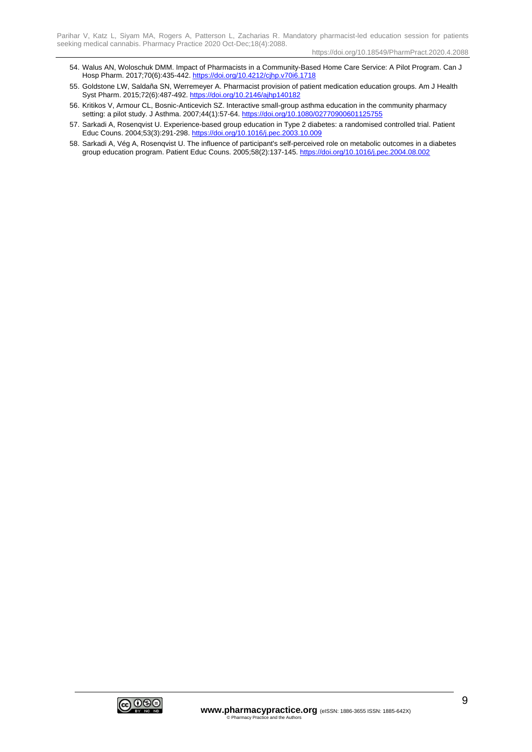54. Walus AN, Woloschuk DMM. Impact of Pharmacists in a Community-Based Home Care Service: A Pilot Program. Can J Hosp Pharm. 2017;70(6):435-442. https://doi.org/10.4212/cjhp.v70i6.1718
55. Goldstone LW, Saldaña SN, Werremeyer A. Pharmacist provision of patient medication education groups. Am J Health Syst Pharm. 2015;72(6):487-492. https://doi.org/10.2146/ajhp140182
56. Kritikos V, Armour CL, Bosnic-Anticevich SZ. Interactive small-group asthma education in the community pharmacy setting: a pilot study. J Asthma. 2007;44(1):57-64. https://doi.org/10.1080/02770900601125755
57. Sarkadi A, Rosenqvist U. Experience-based group education in Type 2 diabetes: a randomised controlled trial. Patient Educ Couns. 2004;53(3):291-298. https://doi.org/10.1016/j.pec.2003.10.009
58. Sarkadi A, Vég A, Rosenqvist U. The influence of participant's self-perceived role on metabolic outcomes in a diabetes group education program. Patient Educ Couns. 2005;58(2):137-145. https://doi.org/10.1016/j.pec.2004.08.002